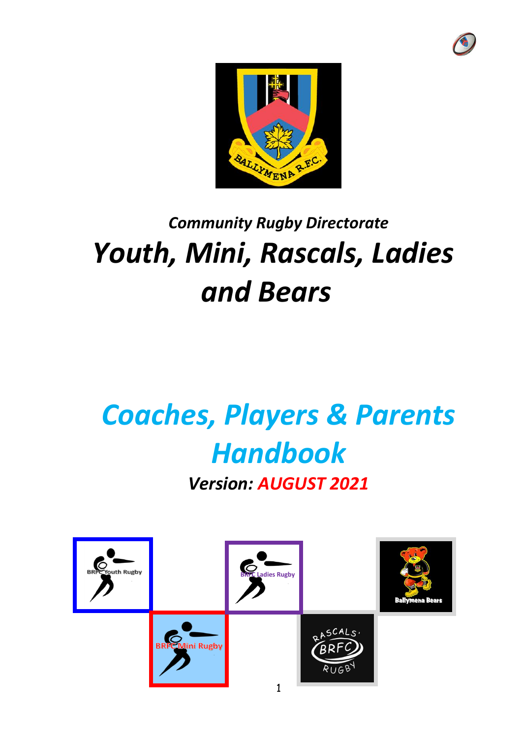*Community Rugby Directorate*

# *Youth, Mini, Rascals, Ladies and Bears*

# *Coaches, Players & Parents Handbook*

***Version: AUGUST 2021***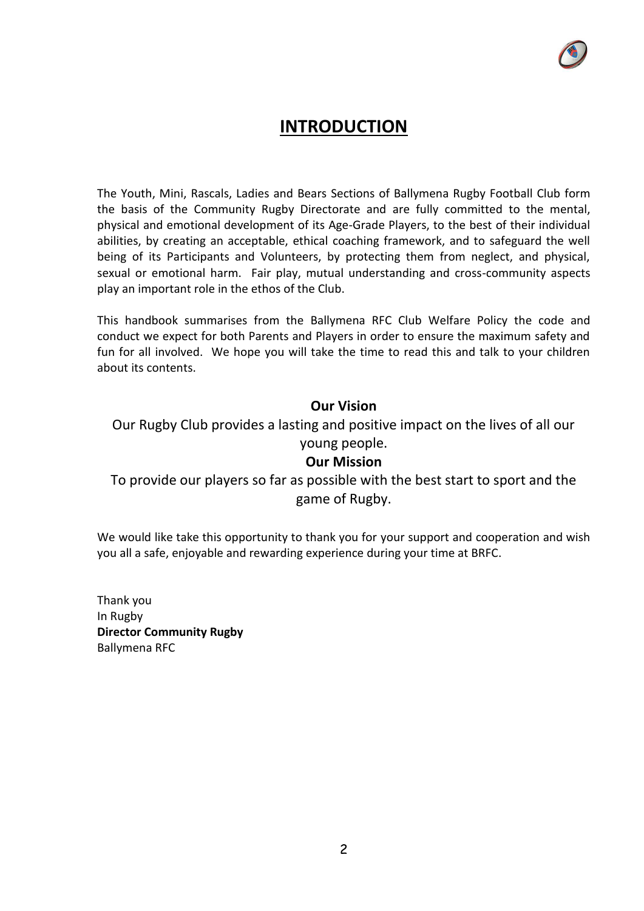# INTRODUCTION

The Youth, Mini, Rascals, Ladies and Bears Sections of Ballymena Rugby Football Club form the basis of the Community Rugby Directorate and are fully committed to the mental, physical and emotional development of its Age-Grade Players, to the best of their individual abilities, by creating an acceptable, ethical coaching framework, and to safeguard the well being of its Participants and Volunteers, by protecting them from neglect, and physical, sexual or emotional harm. Fair play, mutual understanding and cross-community aspects play an important role in the ethos of the Club.

This handbook summarises from the Ballymena RFC Club Welfare Policy the code and conduct we expect for both Parents and Players in order to ensure the maximum safety and fun for all involved. We hope you will take the time to read this and talk to your children about its contents.

**Our Vision**

Our Rugby Club provides a lasting and positive impact on the lives of all our young people.

**Our Mission**

To provide our players so far as possible with the best start to sport and the game of Rugby.

We would like take this opportunity to thank you for your support and cooperation and wish you all a safe, enjoyable and rewarding experience during your time at BRFC.

Thank you  
In Rugby  
**Director Community Rugby**  
Ballymena RFC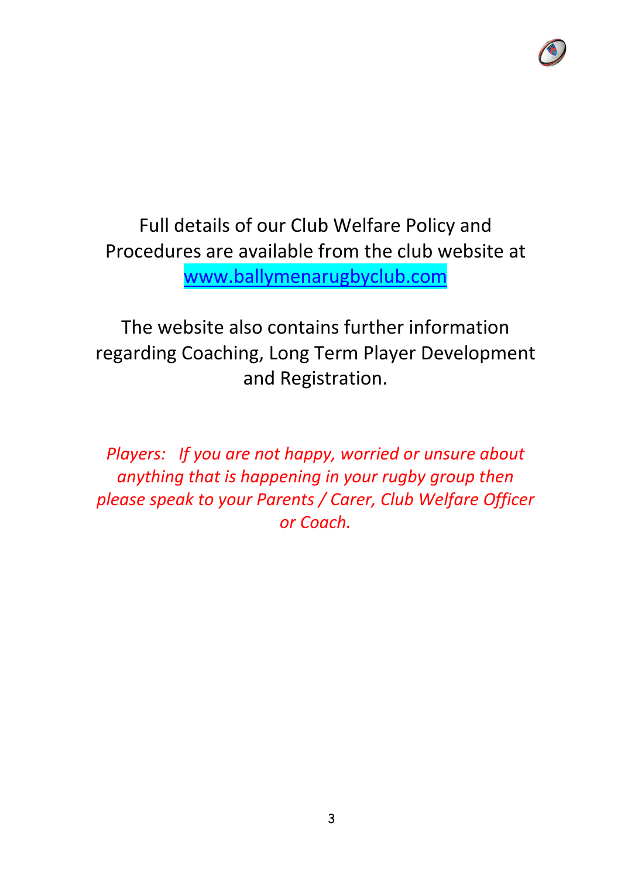Full details of our Club Welfare Policy and Procedures are available from the club website at [www.ballymenarugbyclub.com](http://www.ballymenarugbyclub.com)

The website also contains further information regarding Coaching, Long Term Player Development and Registration.

*Players: If you are not happy, worried or unsure about anything that is happening in your rugby group then please speak to your Parents / Carer, Club Welfare Officer or Coach.*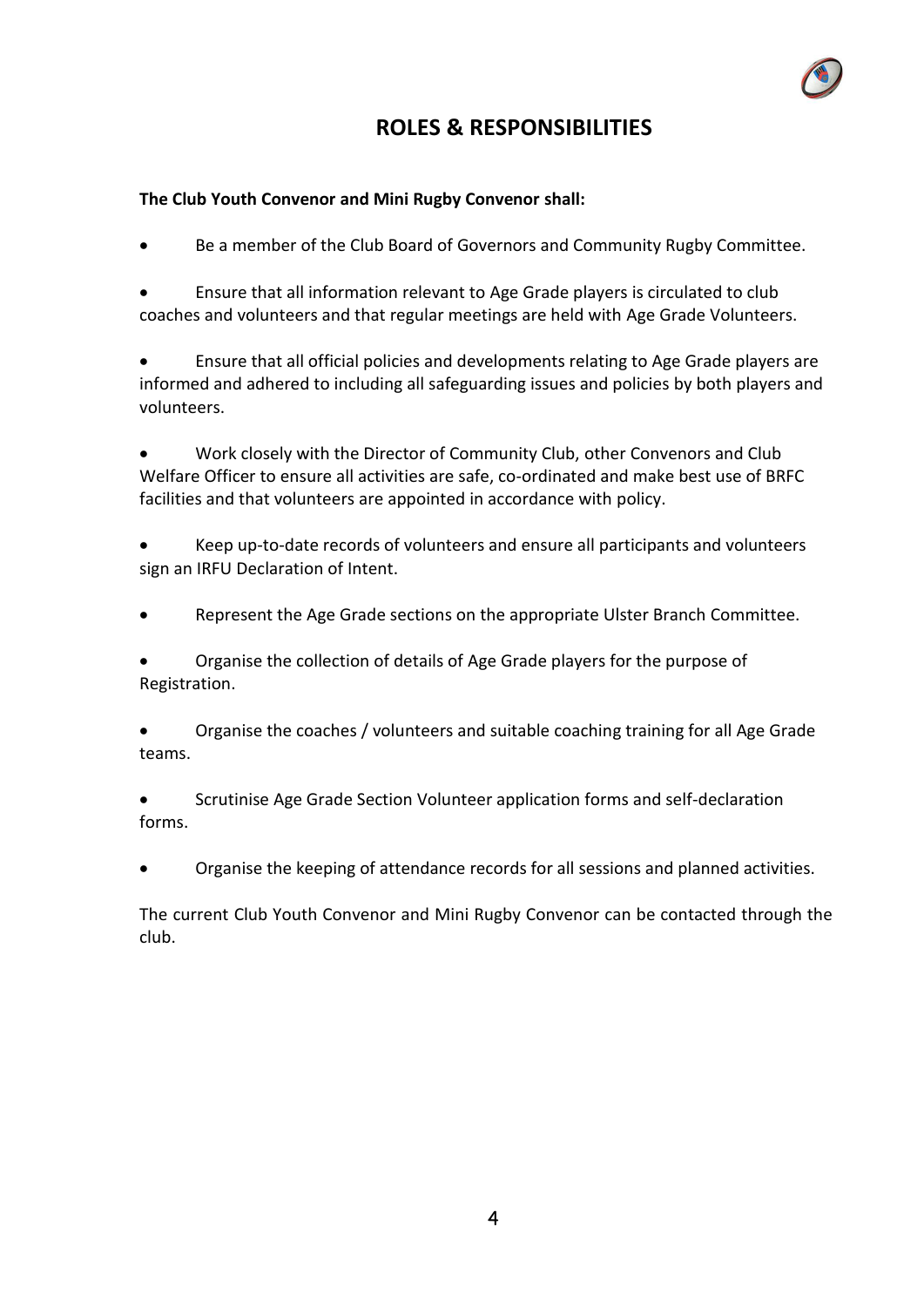# ROLES & RESPONSIBILITIES

**The Club Youth Convenor and Mini Rugby Convenor shall:**

- Be a member of the Club Board of Governors and Community Rugby Committee.
- Ensure that all information relevant to Age Grade players is circulated to club coaches and volunteers and that regular meetings are held with Age Grade Volunteers.
- Ensure that all official policies and developments relating to Age Grade players are informed and adhered to including all safeguarding issues and policies by both players and volunteers.
- Work closely with the Director of Community Club, other Convenors and Club Welfare Officer to ensure all activities are safe, co-ordinated and make best use of BRFC facilities and that volunteers are appointed in accordance with policy.
- Keep up-to-date records of volunteers and ensure all participants and volunteers sign an IRFU Declaration of Intent.
- Represent the Age Grade sections on the appropriate Ulster Branch Committee.
- Organise the collection of details of Age Grade players for the purpose of Registration.
- Organise the coaches / volunteers and suitable coaching training for all Age Grade teams.
- Scrutinise Age Grade Section Volunteer application forms and self-declaration forms.
- Organise the keeping of attendance records for all sessions and planned activities.

The current Club Youth Convenor and Mini Rugby Convenor can be contacted through the club.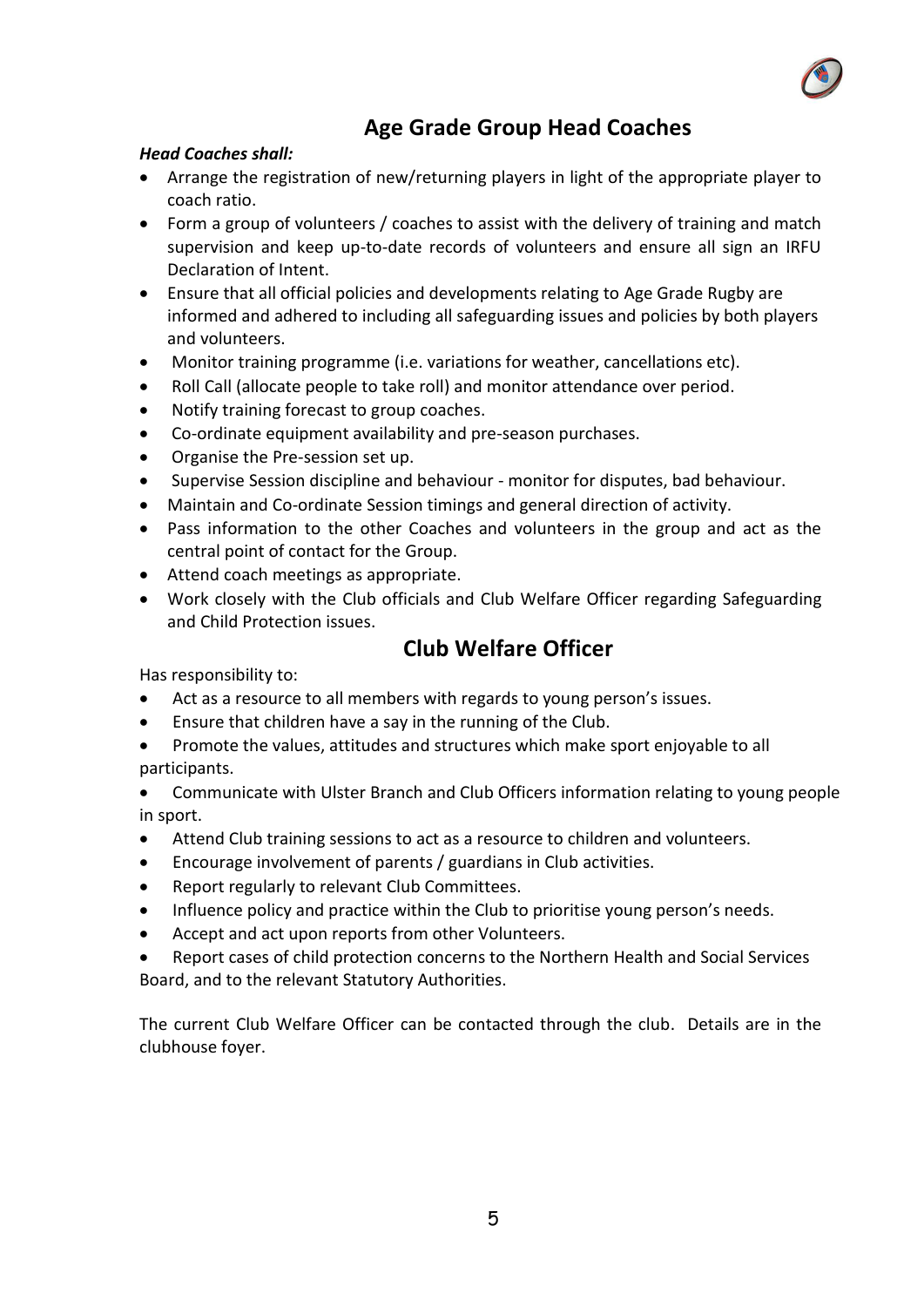## Age Grade Group Head Coaches

***Head Coaches shall:***

- Arrange the registration of new/returning players in light of the appropriate player to coach ratio.
- Form a group of volunteers / coaches to assist with the delivery of training and match supervision and keep up-to-date records of volunteers and ensure all sign an IRFU Declaration of Intent.
- Ensure that all official policies and developments relating to Age Grade Rugby are informed and adhered to including all safeguarding issues and policies by both players and volunteers.
- Monitor training programme (i.e. variations for weather, cancellations etc).
- Roll Call (allocate people to take roll) and monitor attendance over period.
- Notify training forecast to group coaches.
- Co-ordinate equipment availability and pre-season purchases.
- Organise the Pre-session set up.
- Supervise Session discipline and behaviour - monitor for disputes, bad behaviour.
- Maintain and Co-ordinate Session timings and general direction of activity.
- Pass information to the other Coaches and volunteers in the group and act as the central point of contact for the Group.
- Attend coach meetings as appropriate.
- Work closely with the Club officials and Club Welfare Officer regarding Safeguarding and Child Protection issues.

## Club Welfare Officer

Has responsibility to:

- Act as a resource to all members with regards to young person's issues.
- Ensure that children have a say in the running of the Club.
- Promote the values, attitudes and structures which make sport enjoyable to all participants.
- Communicate with Ulster Branch and Club Officers information relating to young people in sport.
- Attend Club training sessions to act as a resource to children and volunteers.
- Encourage involvement of parents / guardians in Club activities.
- Report regularly to relevant Club Committees.
- Influence policy and practice within the Club to prioritise young person's needs.
- Accept and act upon reports from other Volunteers.
- Report cases of child protection concerns to the Northern Health and Social Services Board, and to the relevant Statutory Authorities.

The current Club Welfare Officer can be contacted through the club. Details are in the clubhouse foyer.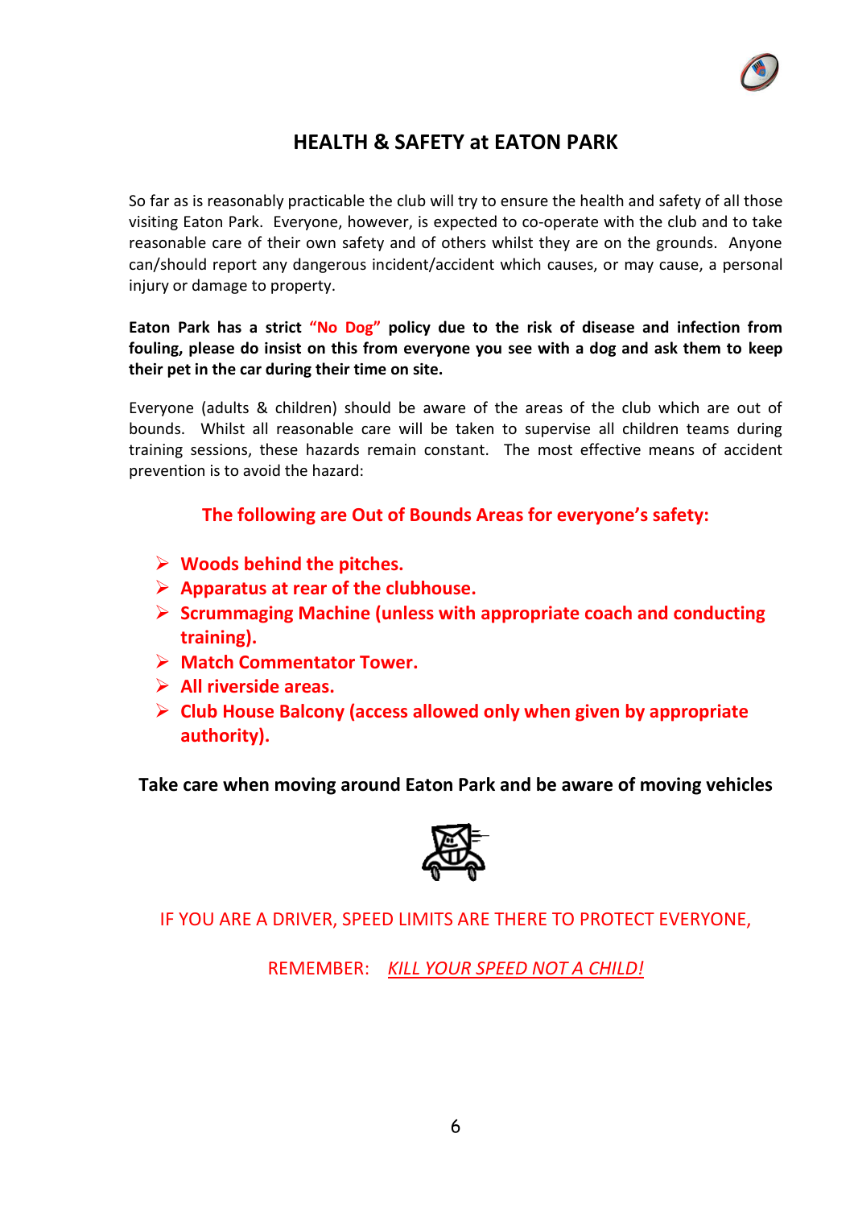## HEALTH & SAFETY at EATON PARK

So far as is reasonably practicable the club will try to ensure the health and safety of all those visiting Eaton Park. Everyone, however, is expected to co-operate with the club and to take reasonable care of their own safety and of others whilst they are on the grounds. Anyone can/should report any dangerous incident/accident which causes, or may cause, a personal injury or damage to property.

**Eaton Park has a strict "No Dog" policy due to the risk of disease and infection from fouling, please do insist on this from everyone you see with a dog and ask them to keep their pet in the car during their time on site.**

Everyone (adults & children) should be aware of the areas of the club which are out of bounds. Whilst all reasonable care will be taken to supervise all children teams during training sessions, these hazards remain constant. The most effective means of accident prevention is to avoid the hazard:

**The following are Out of Bounds Areas for everyone's safety:**

- **Woods behind the pitches.**
- **Apparatus at rear of the clubhouse.**
- **Scrummaging Machine (unless with appropriate coach and conducting training).**
- **Match Commentator Tower.**
- **All riverside areas.**
- **Club House Balcony (access allowed only when given by appropriate authority).**

**Take care when moving around Eaton Park and be aware of moving vehicles**

IF YOU ARE A DRIVER, SPEED LIMITS ARE THERE TO PROTECT EVERYONE,

REMEMBER: *KILL YOUR SPEED NOT A CHILD!*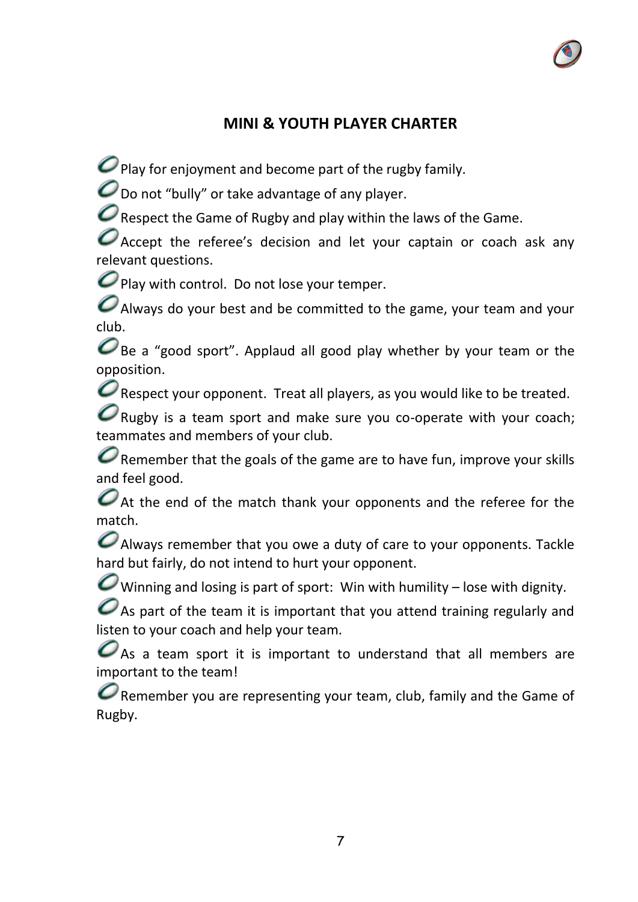## MINI & YOUTH PLAYER CHARTER

- Play for enjoyment and become part of the rugby family.
- Do not "bully" or take advantage of any player.
- Respect the Game of Rugby and play within the laws of the Game.
- Accept the referee's decision and let your captain or coach ask any relevant questions.
- Play with control. Do not lose your temper.
- Always do your best and be committed to the game, your team and your club.
- Be a "good sport". Applaud all good play whether by your team or the opposition.
- Respect your opponent. Treat all players, as you would like to be treated.
- Rugby is a team sport and make sure you co-operate with your coach; teammates and members of your club.
- Remember that the goals of the game are to have fun, improve your skills and feel good.
- At the end of the match thank your opponents and the referee for the match.
- Always remember that you owe a duty of care to your opponents. Tackle hard but fairly, do not intend to hurt your opponent.
- Winning and losing is part of sport: Win with humility – lose with dignity.
- As part of the team it is important that you attend training regularly and listen to your coach and help your team.
- As a team sport it is important to understand that all members are important to the team!
- Remember you are representing your team, club, family and the Game of Rugby.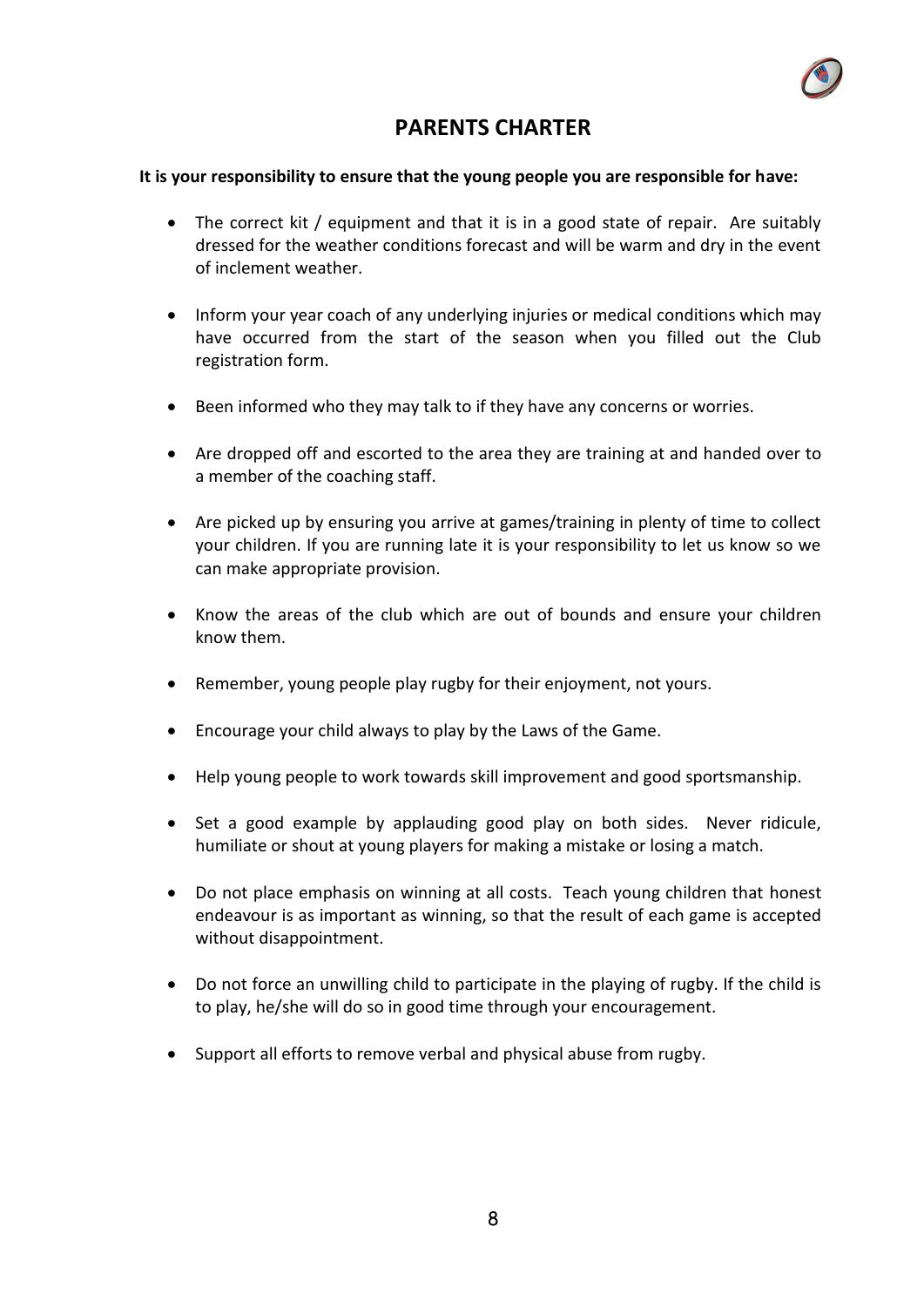# PARENTS CHARTER

**It is your responsibility to ensure that the young people you are responsible for have:**

- The correct kit / equipment and that it is in a good state of repair. Are suitably dressed for the weather conditions forecast and will be warm and dry in the event of inclement weather.

- Inform your year coach of any underlying injuries or medical conditions which may have occurred from the start of the season when you filled out the Club registration form.

- Been informed who they may talk to if they have any concerns or worries.

- Are dropped off and escorted to the area they are training at and handed over to a member of the coaching staff.

- Are picked up by ensuring you arrive at games/training in plenty of time to collect your children. If you are running late it is your responsibility to let us know so we can make appropriate provision.

- Know the areas of the club which are out of bounds and ensure your children know them.

- Remember, young people play rugby for their enjoyment, not yours.

- Encourage your child always to play by the Laws of the Game.

- Help young people to work towards skill improvement and good sportsmanship.

- Set a good example by applauding good play on both sides. Never ridicule, humiliate or shout at young players for making a mistake or losing a match.

- Do not place emphasis on winning at all costs. Teach young children that honest endeavour is as important as winning, so that the result of each game is accepted without disappointment.

- Do not force an unwilling child to participate in the playing of rugby. If the child is to play, he/she will do so in good time through your encouragement.

- Support all efforts to remove verbal and physical abuse from rugby.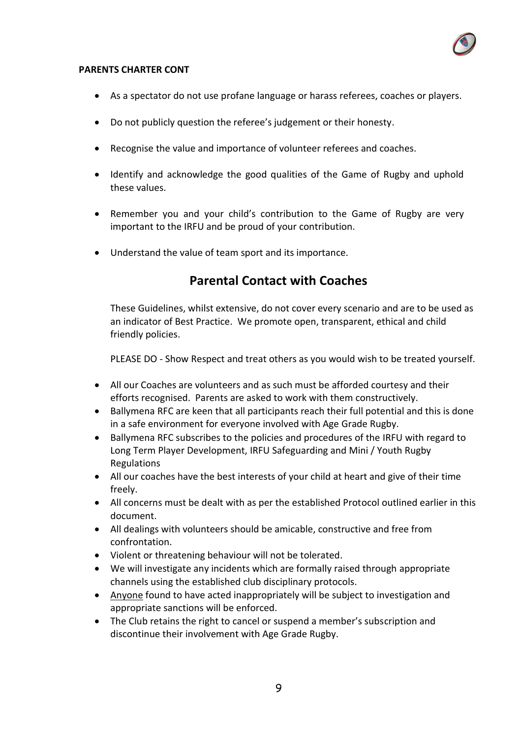**PARENTS CHARTER CONT**

- As a spectator do not use profane language or harass referees, coaches or players.
- Do not publicly question the referee's judgement or their honesty.
- Recognise the value and importance of volunteer referees and coaches.
- Identify and acknowledge the good qualities of the Game of Rugby and uphold these values.
- Remember you and your child's contribution to the Game of Rugby are very important to the IRFU and be proud of your contribution.
- Understand the value of team sport and its importance.

## Parental Contact with Coaches

These Guidelines, whilst extensive, do not cover every scenario and are to be used as an indicator of Best Practice. We promote open, transparent, ethical and child friendly policies.

PLEASE DO - Show Respect and treat others as you would wish to be treated yourself.

- All our Coaches are volunteers and as such must be afforded courtesy and their efforts recognised. Parents are asked to work with them constructively.
- Ballymena RFC are keen that all participants reach their full potential and this is done in a safe environment for everyone involved with Age Grade Rugby.
- Ballymena RFC subscribes to the policies and procedures of the IRFU with regard to Long Term Player Development, IRFU Safeguarding and Mini / Youth Rugby Regulations
- All our coaches have the best interests of your child at heart and give of their time freely.
- All concerns must be dealt with as per the established Protocol outlined earlier in this document.
- All dealings with volunteers should be amicable, constructive and free from confrontation.
- Violent or threatening behaviour will not be tolerated.
- We will investigate any incidents which are formally raised through appropriate channels using the established club disciplinary protocols.
- Anyone found to have acted inappropriately will be subject to investigation and appropriate sanctions will be enforced.
- The Club retains the right to cancel or suspend a member's subscription and discontinue their involvement with Age Grade Rugby.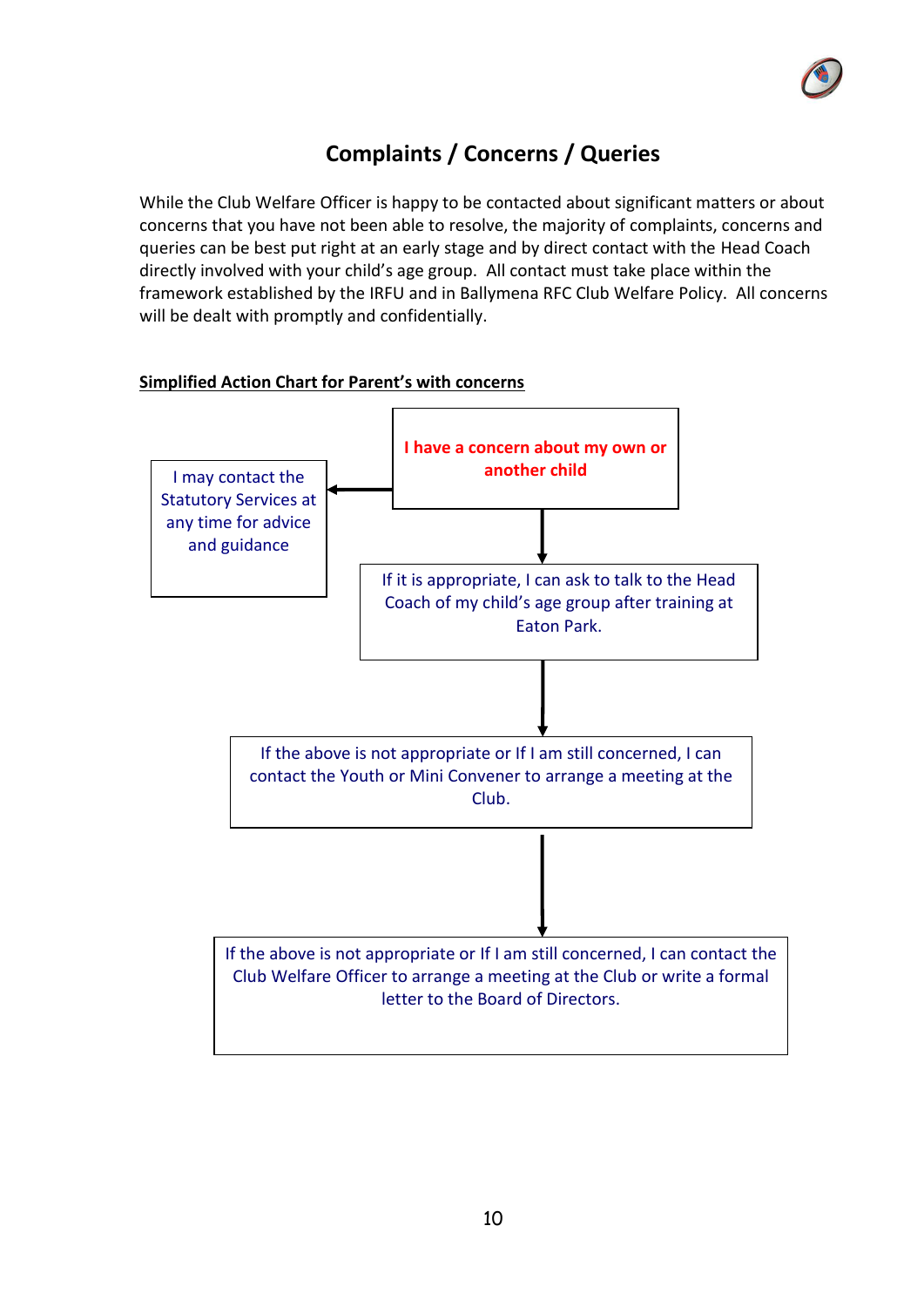## Complaints / Concerns / Queries

While the Club Welfare Officer is happy to be contacted about significant matters or about concerns that you have not been able to resolve, the majority of complaints, concerns and queries can be best put right at an early stage and by direct contact with the Head Coach directly involved with your child's age group. All contact must take place within the framework established by the IRFU and in Ballymena RFC Club Welfare Policy. All concerns will be dealt with promptly and confidentially.

**Simplified Action Chart for Parent's with concerns**

**I have a concern about my own or another child**

→ I may contact the Statutory Services at any time for advice and guidance

↓

If it is appropriate, I can ask to talk to the Head Coach of my child's age group after training at Eaton Park.

↓

If the above is not appropriate or If I am still concerned, I can contact the Youth or Mini Convener to arrange a meeting at the Club.

↓

If the above is not appropriate or If I am still concerned, I can contact the Club Welfare Officer to arrange a meeting at the Club or write a formal letter to the Board of Directors.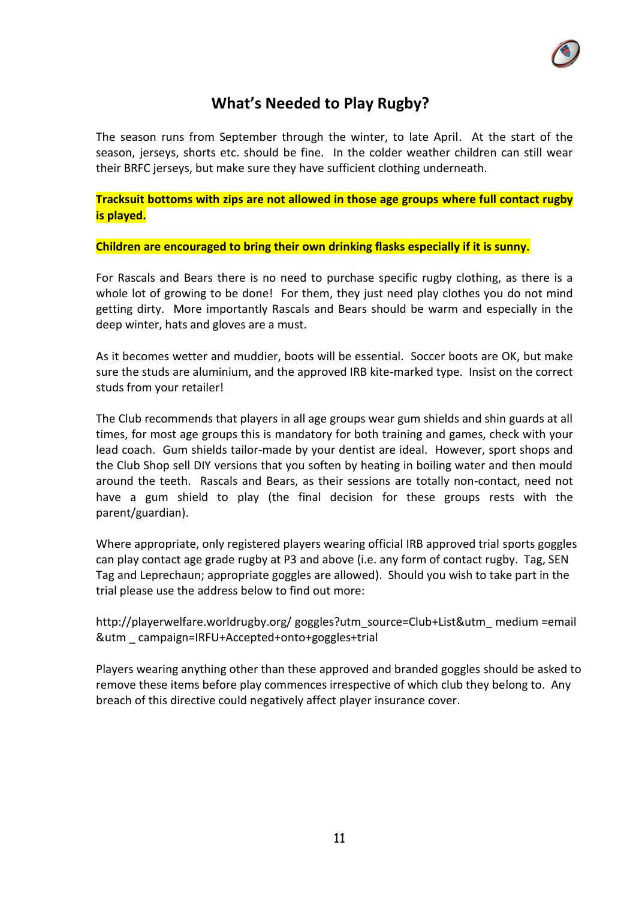## What's Needed to Play Rugby?

The season runs from September through the winter, to late April. At the start of the season, jerseys, shorts etc. should be fine. In the colder weather children can still wear their BRFC jerseys, but make sure they have sufficient clothing underneath.

**Tracksuit bottoms with zips are not allowed in those age groups where full contact rugby is played.**

**Children are encouraged to bring their own drinking flasks especially if it is sunny.**

For Rascals and Bears there is no need to purchase specific rugby clothing, as there is a whole lot of growing to be done! For them, they just need play clothes you do not mind getting dirty. More importantly Rascals and Bears should be warm and especially in the deep winter, hats and gloves are a must.

As it becomes wetter and muddier, boots will be essential. Soccer boots are OK, but make sure the studs are aluminium, and the approved IRB kite-marked type. Insist on the correct studs from your retailer!

The Club recommends that players in all age groups wear gum shields and shin guards at all times, for most age groups this is mandatory for both training and games, check with your lead coach. Gum shields tailor-made by your dentist are ideal. However, sport shops and the Club Shop sell DIY versions that you soften by heating in boiling water and then mould around the teeth. Rascals and Bears, as their sessions are totally non-contact, need not have a gum shield to play (the final decision for these groups rests with the parent/guardian).

Where appropriate, only registered players wearing official IRB approved trial sports goggles can play contact age grade rugby at P3 and above (i.e. any form of contact rugby. Tag, SEN Tag and Leprechaun; appropriate goggles are allowed). Should you wish to take part in the trial please use the address below to find out more:

http://playerwelfare.worldrugby.org/ goggles?utm_source=Club+List&utm_ medium =email &utm _ campaign=IRFU+Accepted+onto+goggles+trial

Players wearing anything other than these approved and branded goggles should be asked to remove these items before play commences irrespective of which club they belong to. Any breach of this directive could negatively affect player insurance cover.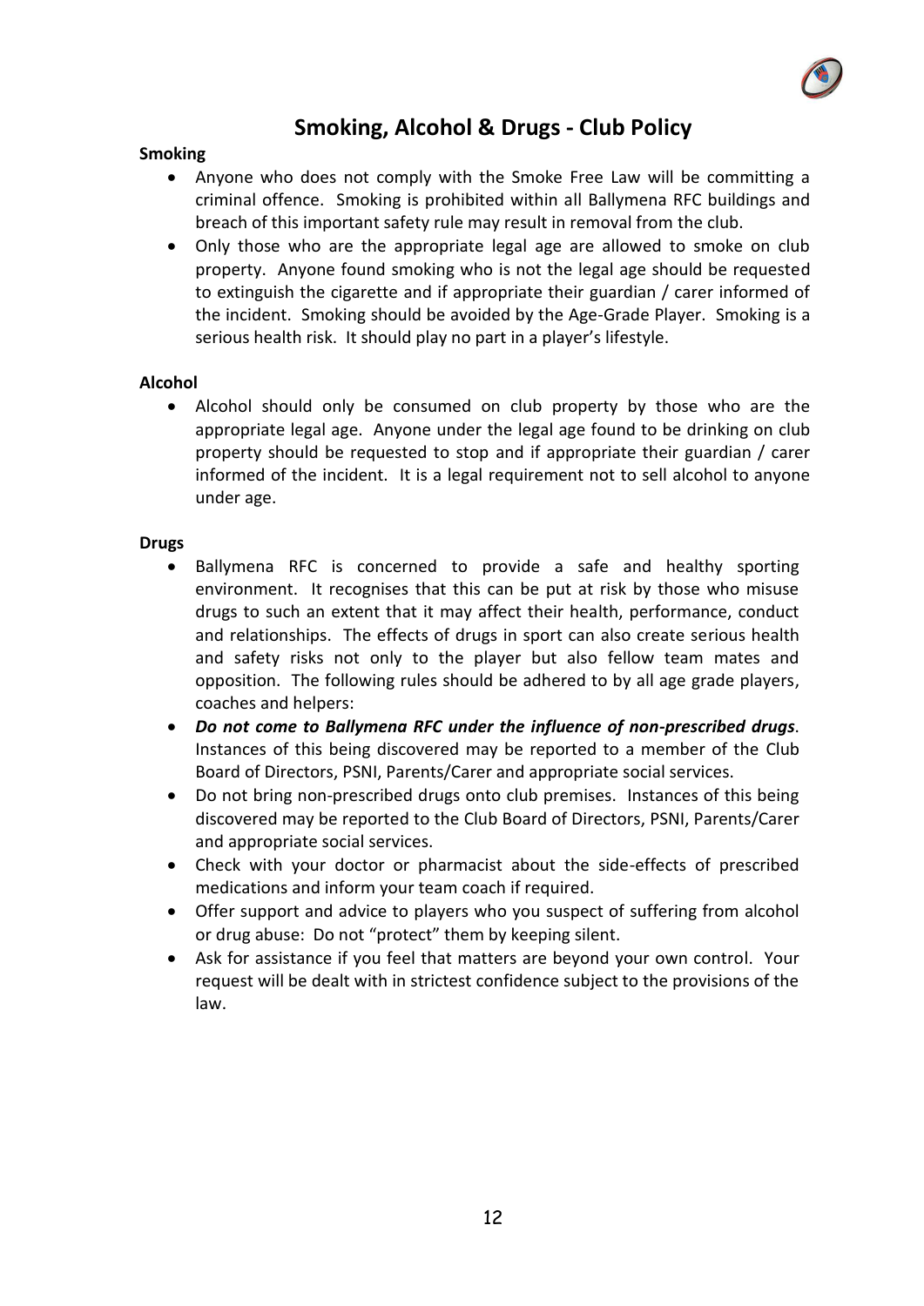# Smoking, Alcohol & Drugs - Club Policy

**Smoking**

- Anyone who does not comply with the Smoke Free Law will be committing a criminal offence. Smoking is prohibited within all Ballymena RFC buildings and breach of this important safety rule may result in removal from the club.
- Only those who are the appropriate legal age are allowed to smoke on club property. Anyone found smoking who is not the legal age should be requested to extinguish the cigarette and if appropriate their guardian / carer informed of the incident. Smoking should be avoided by the Age-Grade Player. Smoking is a serious health risk. It should play no part in a player's lifestyle.

**Alcohol**

- Alcohol should only be consumed on club property by those who are the appropriate legal age. Anyone under the legal age found to be drinking on club property should be requested to stop and if appropriate their guardian / carer informed of the incident. It is a legal requirement not to sell alcohol to anyone under age.

**Drugs**

- Ballymena RFC is concerned to provide a safe and healthy sporting environment. It recognises that this can be put at risk by those who misuse drugs to such an extent that it may affect their health, performance, conduct and relationships. The effects of drugs in sport can also create serious health and safety risks not only to the player but also fellow team mates and opposition. The following rules should be adhered to by all age grade players, coaches and helpers:
- ***Do not come to Ballymena RFC under the influence of non-prescribed drugs***. Instances of this being discovered may be reported to a member of the Club Board of Directors, PSNI, Parents/Carer and appropriate social services.
- Do not bring non-prescribed drugs onto club premises. Instances of this being discovered may be reported to the Club Board of Directors, PSNI, Parents/Carer and appropriate social services.
- Check with your doctor or pharmacist about the side-effects of prescribed medications and inform your team coach if required.
- Offer support and advice to players who you suspect of suffering from alcohol or drug abuse: Do not "protect" them by keeping silent.
- Ask for assistance if you feel that matters are beyond your own control. Your request will be dealt with in strictest confidence subject to the provisions of the law.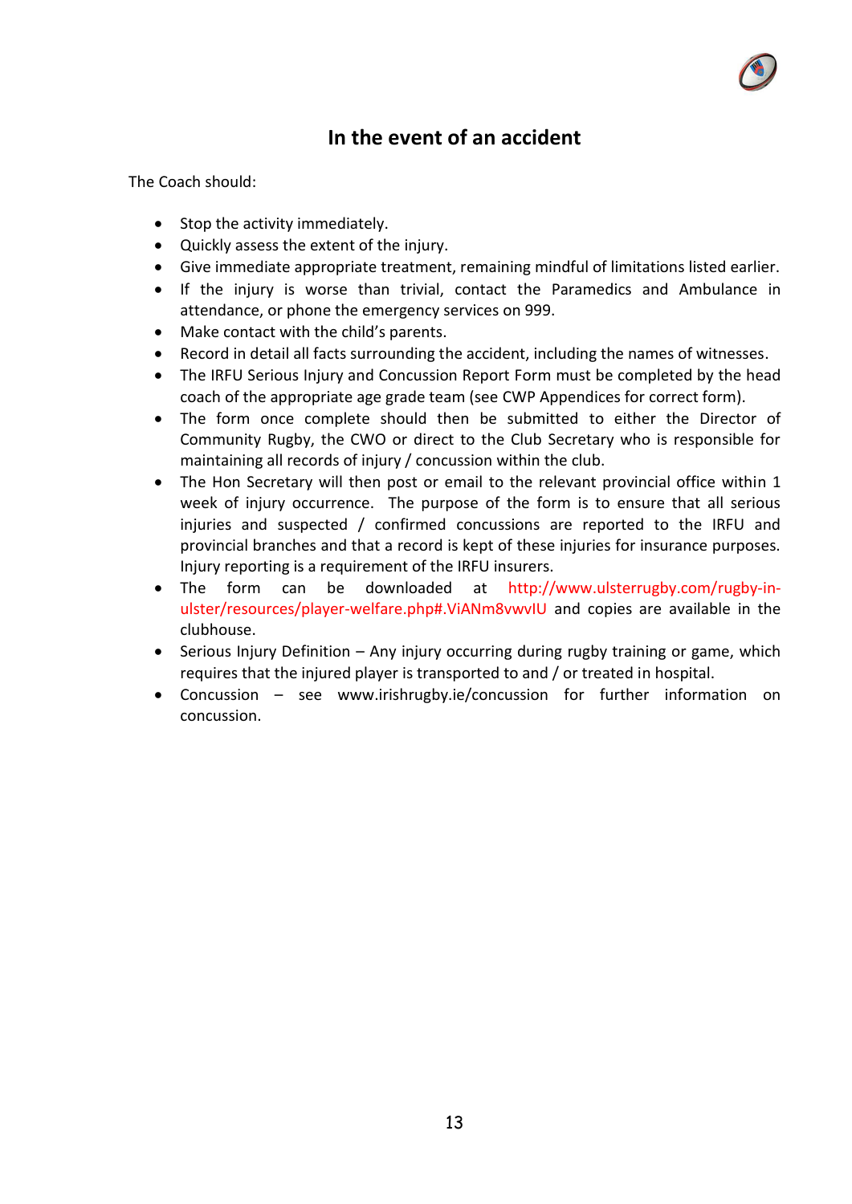# In the event of an accident

The Coach should:

- Stop the activity immediately.
- Quickly assess the extent of the injury.
- Give immediate appropriate treatment, remaining mindful of limitations listed earlier.
- If the injury is worse than trivial, contact the Paramedics and Ambulance in attendance, or phone the emergency services on 999.
- Make contact with the child's parents.
- Record in detail all facts surrounding the accident, including the names of witnesses.
- The IRFU Serious Injury and Concussion Report Form must be completed by the head coach of the appropriate age grade team (see CWP Appendices for correct form).
- The form once complete should then be submitted to either the Director of Community Rugby, the CWO or direct to the Club Secretary who is responsible for maintaining all records of injury / concussion within the club.
- The Hon Secretary will then post or email to the relevant provincial office within 1 week of injury occurrence. The purpose of the form is to ensure that all serious injuries and suspected / confirmed concussions are reported to the IRFU and provincial branches and that a record is kept of these injuries for insurance purposes. Injury reporting is a requirement of the IRFU insurers.
- The form can be downloaded at http://www.ulsterrugby.com/rugby-in-ulster/resources/player-welfare.php#.ViANm8vwvIU and copies are available in the clubhouse.
- Serious Injury Definition – Any injury occurring during rugby training or game, which requires that the injured player is transported to and / or treated in hospital.
- Concussion – see www.irishrugby.ie/concussion for further information on concussion.